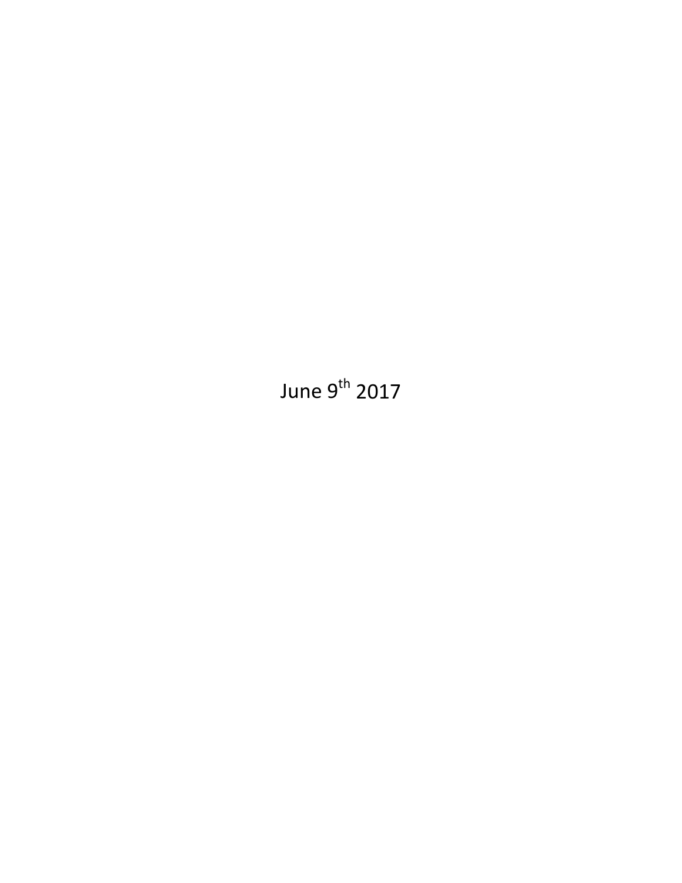June 9th 2017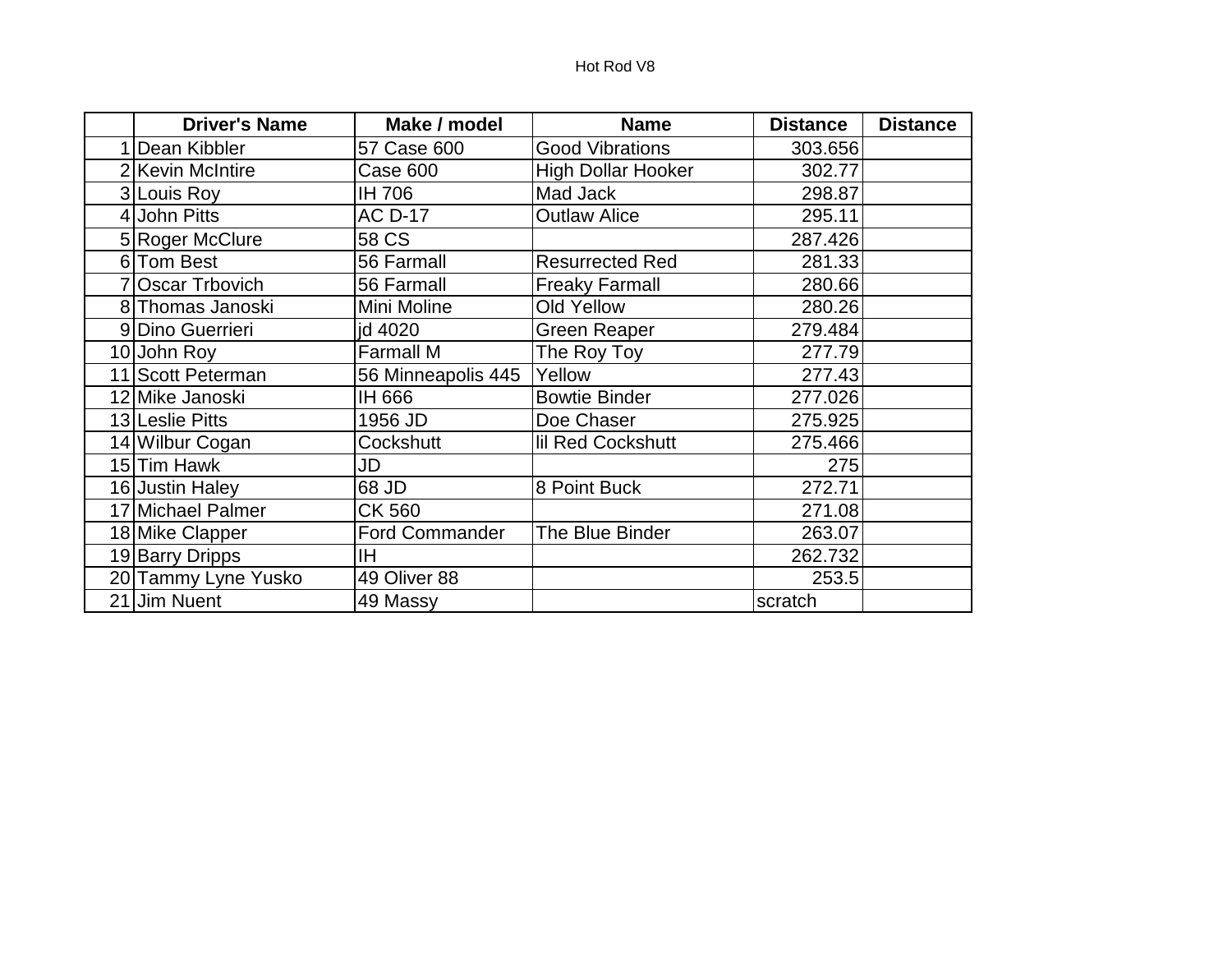Hot Rod V8

| | Driver's Name | Make / model | Name | Distance | Distance |
|---|---|---|---|---|---|
| 1 | Dean Kibbler | 57 Case 600 | Good Vibrations | 303.656 | |
| 2 | Kevin McIntire | Case 600 | High Dollar Hooker | 302.77 | |
| 3 | Louis Roy | IH 706 | Mad Jack | 298.87 | |
| 4 | John Pitts | AC D-17 | Outlaw Alice | 295.11 | |
| 5 | Roger McClure | 58 CS | | 287.426 | |
| 6 | Tom Best | 56 Farmall | Resurrected Red | 281.33 | |
| 7 | Oscar Trbovich | 56 Farmall | Freaky Farmall | 280.66 | |
| 8 | Thomas Janoski | Mini Moline | Old Yellow | 280.26 | |
| 9 | Dino Guerrieri | jd 4020 | Green Reaper | 279.484 | |
| 10 | John Roy | Farmall M | The Roy Toy | 277.79 | |
| 11 | Scott Peterman | 56 Minneapolis 445 | Yellow | 277.43 | |
| 12 | Mike Janoski | IH 666 | Bowtie Binder | 277.026 | |
| 13 | Leslie Pitts | 1956 JD | Doe Chaser | 275.925 | |
| 14 | Wilbur Cogan | Cockshutt | lil Red Cockshutt | 275.466 | |
| 15 | Tim Hawk | JD | | 275 | |
| 16 | Justin Haley | 68 JD | 8 Point Buck | 272.71 | |
| 17 | Michael Palmer | CK 560 | | 271.08 | |
| 18 | Mike Clapper | Ford Commander | The Blue Binder | 263.07 | |
| 19 | Barry Dripps | IH | | 262.732 | |
| 20 | Tammy Lyne Yusko | 49 Oliver 88 | | 253.5 | |
| 21 | Jim Nuent | 49 Massy | | scratch | |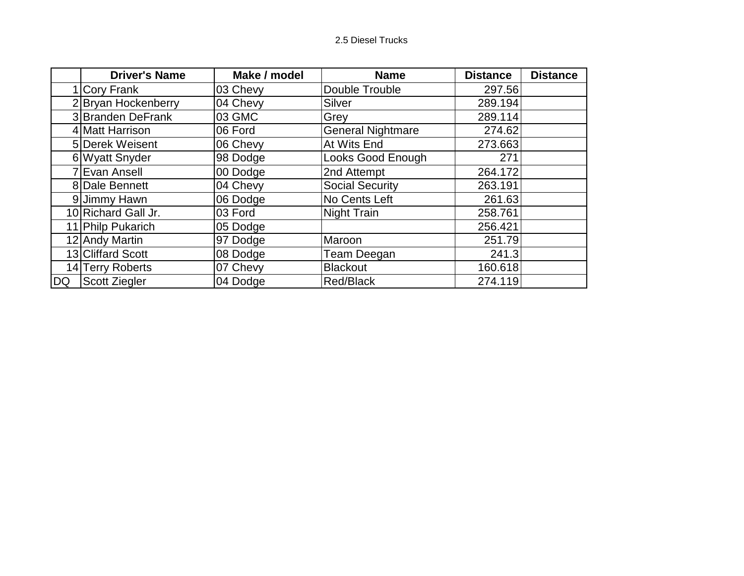2.5 Diesel Trucks

| | Driver's Name | Make / model | Name | Distance | Distance |
|---|---|---|---|---|---|
| 1 | Cory Frank | 03 Chevy | Double Trouble | 297.56 | |
| 2 | Bryan Hockenberry | 04 Chevy | Silver | 289.194 | |
| 3 | Branden DeFrank | 03 GMC | Grey | 289.114 | |
| 4 | Matt Harrison | 06 Ford | General Nightmare | 274.62 | |
| 5 | Derek Weisent | 06 Chevy | At Wits End | 273.663 | |
| 6 | Wyatt Snyder | 98 Dodge | Looks Good Enough | 271 | |
| 7 | Evan Ansell | 00 Dodge | 2nd Attempt | 264.172 | |
| 8 | Dale Bennett | 04 Chevy | Social Security | 263.191 | |
| 9 | Jimmy Hawn | 06 Dodge | No Cents Left | 261.63 | |
| 10 | Richard Gall Jr. | 03 Ford | Night Train | 258.761 | |
| 11 | Philp Pukarich | 05 Dodge | | 256.421 | |
| 12 | Andy Martin | 97 Dodge | Maroon | 251.79 | |
| 13 | Cliffard Scott | 08 Dodge | Team Deegan | 241.3 | |
| 14 | Terry Roberts | 07 Chevy | Blackout | 160.618 | |
| DQ | Scott Ziegler | 04 Dodge | Red/Black | 274.119 | |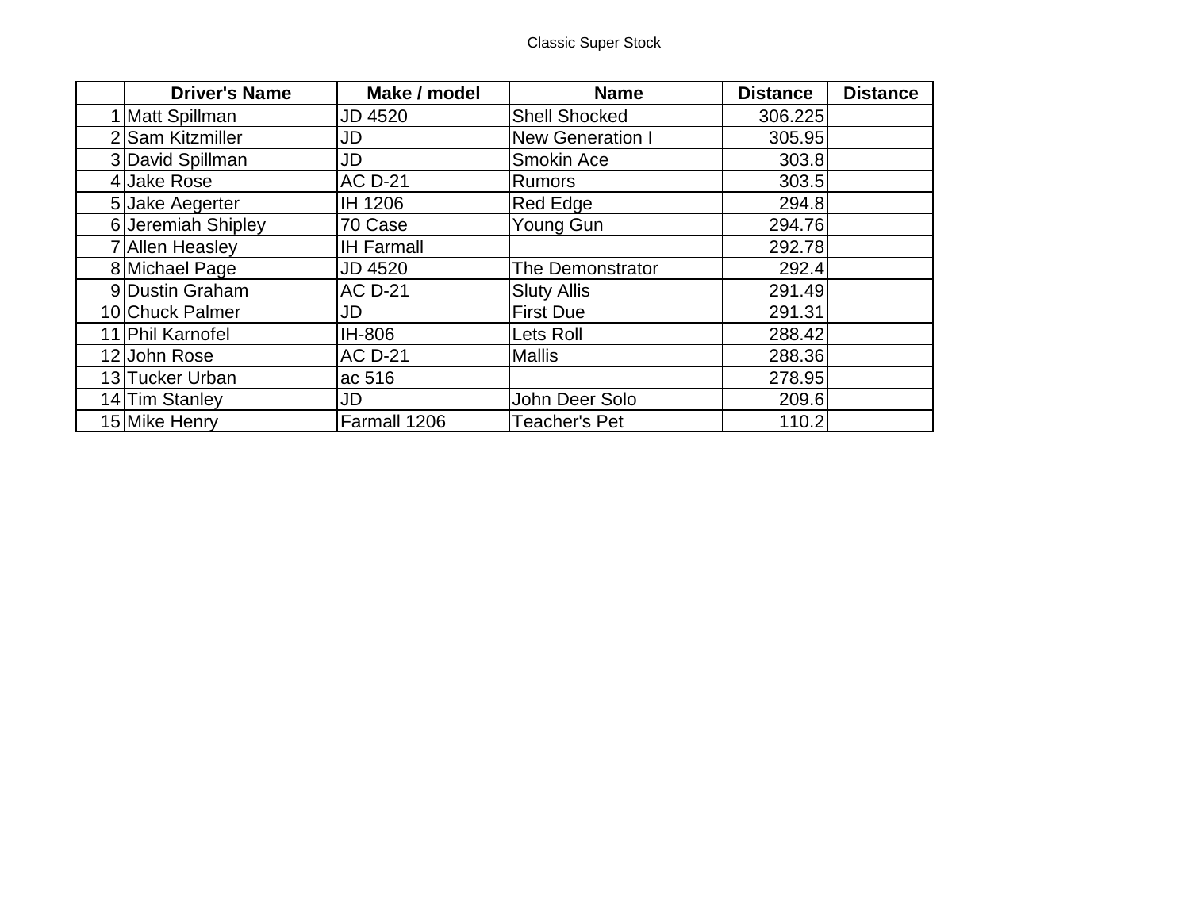Classic Super Stock

| | Driver's Name | Make / model | Name | Distance | Distance |
|---|---|---|---|---|---|
| 1 | Matt Spillman | JD 4520 | Shell Shocked | 306.225 | |
| 2 | Sam Kitzmiller | JD | New Generation I | 305.95 | |
| 3 | David Spillman | JD | Smokin Ace | 303.8 | |
| 4 | Jake Rose | AC D-21 | Rumors | 303.5 | |
| 5 | Jake Aegerter | IH 1206 | Red Edge | 294.8 | |
| 6 | Jeremiah Shipley | 70 Case | Young Gun | 294.76 | |
| 7 | Allen Heasley | IH Farmall | | 292.78 | |
| 8 | Michael Page | JD 4520 | The Demonstrator | 292.4 | |
| 9 | Dustin Graham | AC D-21 | Sluty Allis | 291.49 | |
| 10 | Chuck Palmer | JD | First Due | 291.31 | |
| 11 | Phil Karnofel | IH-806 | Lets Roll | 288.42 | |
| 12 | John Rose | AC D-21 | Mallis | 288.36 | |
| 13 | Tucker Urban | ac 516 | | 278.95 | |
| 14 | Tim Stanley | JD | John Deer Solo | 209.6 | |
| 15 | Mike Henry | Farmall 1206 | Teacher's Pet | 110.2 | |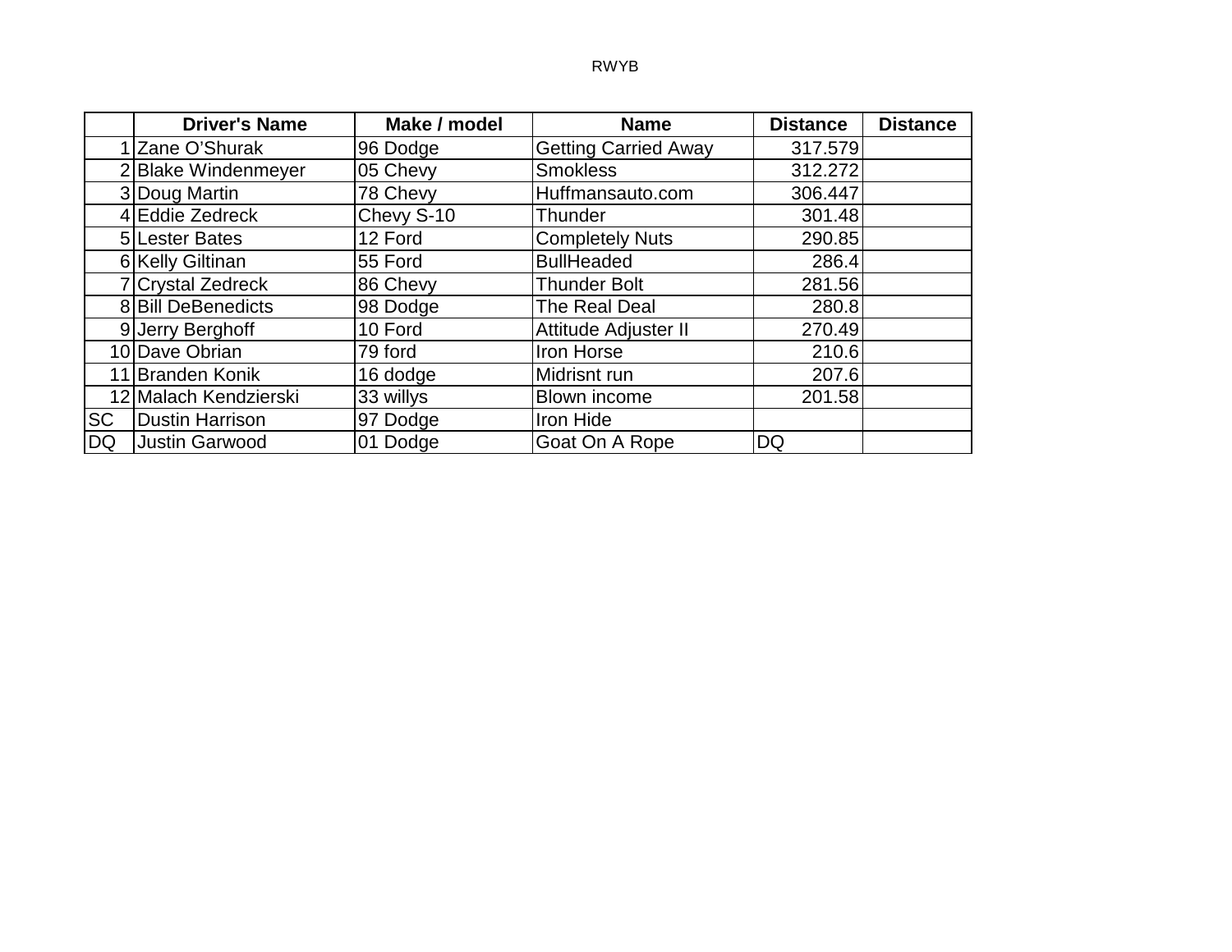RWYB

| | Driver's Name | Make / model | Name | Distance | Distance |
|---|---|---|---|---|---|
| 1 | Zane O'Shurak | 96 Dodge | Getting Carried Away | 317.579 | |
| 2 | Blake Windenmeyer | 05 Chevy | Smokless | 312.272 | |
| 3 | Doug Martin | 78 Chevy | Huffmansauto.com | 306.447 | |
| 4 | Eddie Zedreck | Chevy S-10 | Thunder | 301.48 | |
| 5 | Lester Bates | 12 Ford | Completely Nuts | 290.85 | |
| 6 | Kelly Giltinan | 55 Ford | BullHeaded | 286.4 | |
| 7 | Crystal Zedreck | 86 Chevy | Thunder Bolt | 281.56 | |
| 8 | Bill DeBenedicts | 98 Dodge | The Real Deal | 280.8 | |
| 9 | Jerry Berghoff | 10 Ford | Attitude Adjuster II | 270.49 | |
| 10 | Dave Obrian | 79 ford | Iron Horse | 210.6 | |
| 11 | Branden Konik | 16 dodge | Midrisnt run | 207.6 | |
| 12 | Malach Kendzierski | 33 willys | Blown income | 201.58 | |
| SC | Dustin Harrison | 97 Dodge | Iron Hide | | |
| DQ | Justin Garwood | 01 Dodge | Goat On A Rope | DQ | |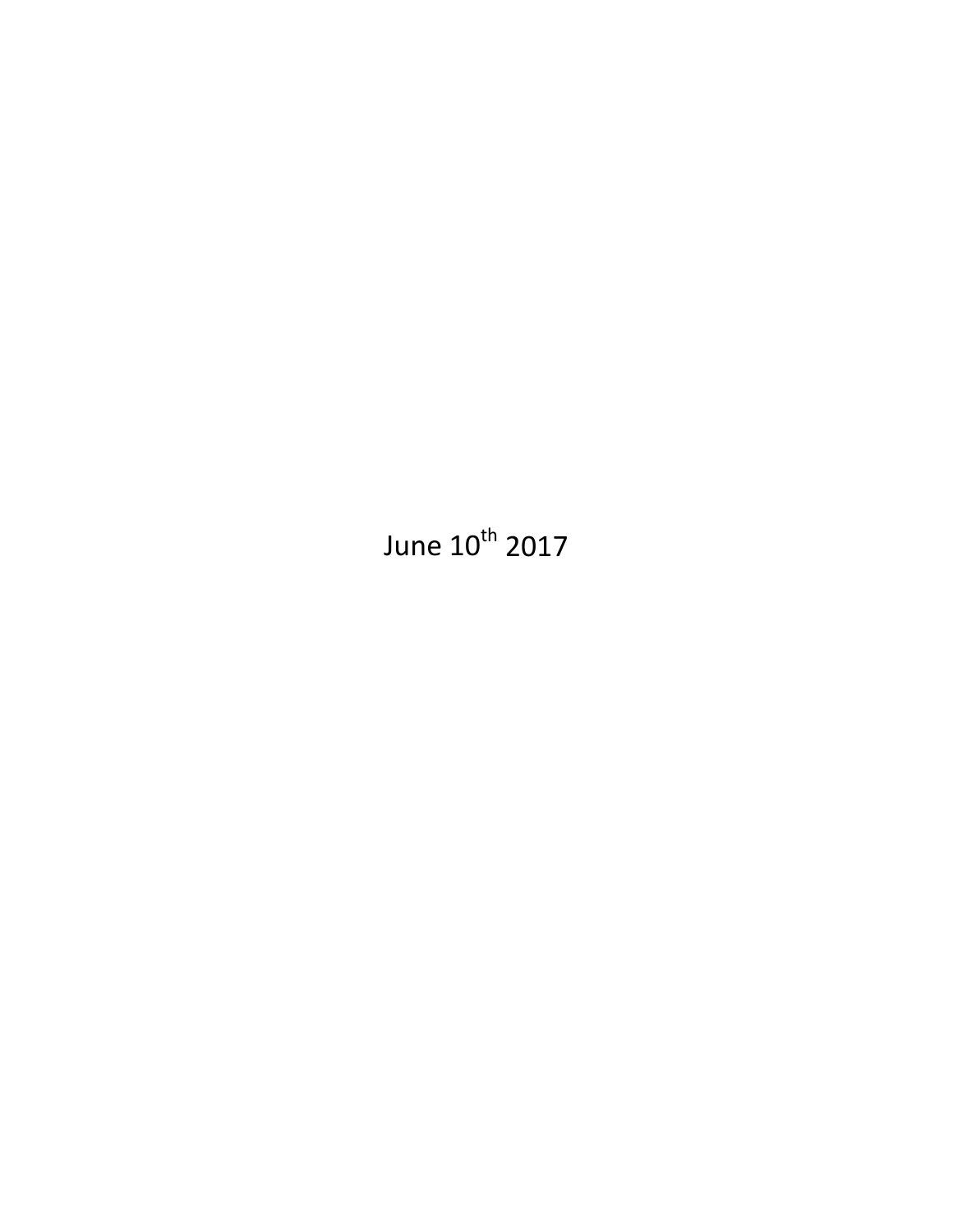June 10th 2017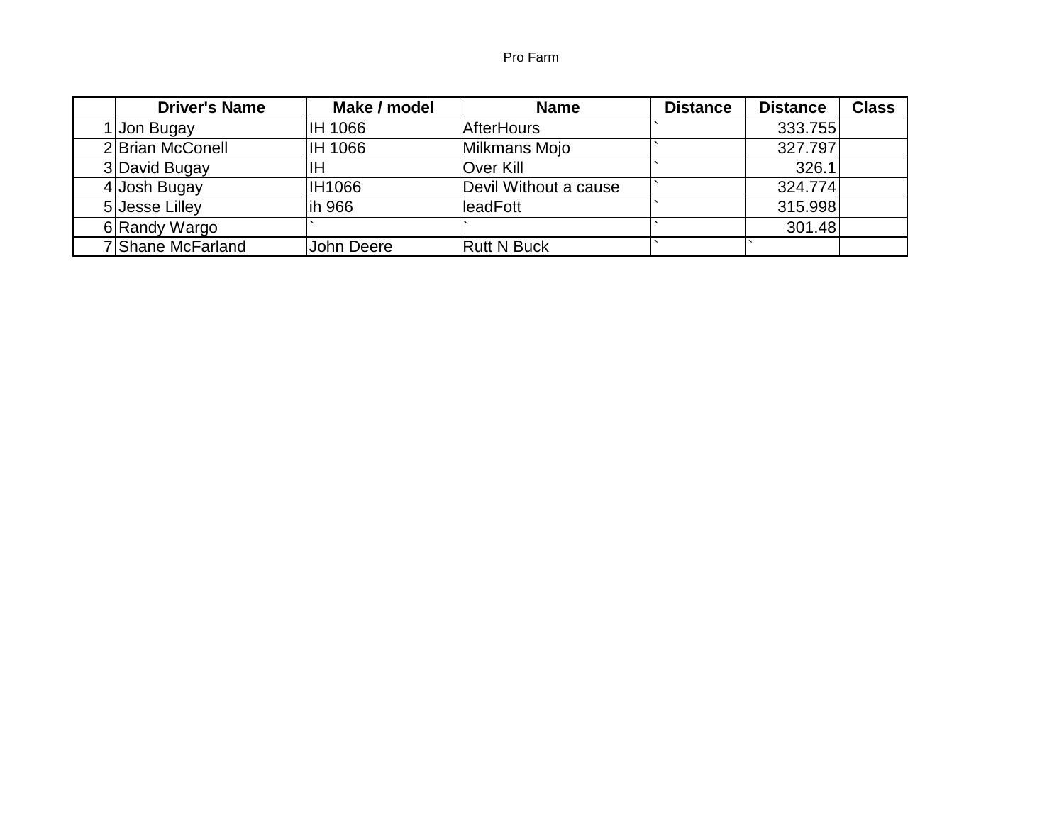Pro Farm

|  | Driver's Name | Make / model | Name | Distance | Distance | Class |
|---|---|---|---|---|---|---|
| 1 | Jon Bugay | IH 1066 | AfterHours | ` | 333.755 |  |
| 2 | Brian McConell | IH 1066 | Milkmans Mojo | ` | 327.797 |  |
| 3 | David Bugay | IH | Over Kill | ` | 326.1 |  |
| 4 | Josh Bugay | IH1066 | Devil Without a cause | ` | 324.774 |  |
| 5 | Jesse Lilley | ih 966 | leadFott | ` | 315.998 |  |
| 6 | Randy Wargo | ` | ` | ` | 301.48 |  |
| 7 | Shane McFarland | John Deere | Rutt N Buck | ` | ` |  |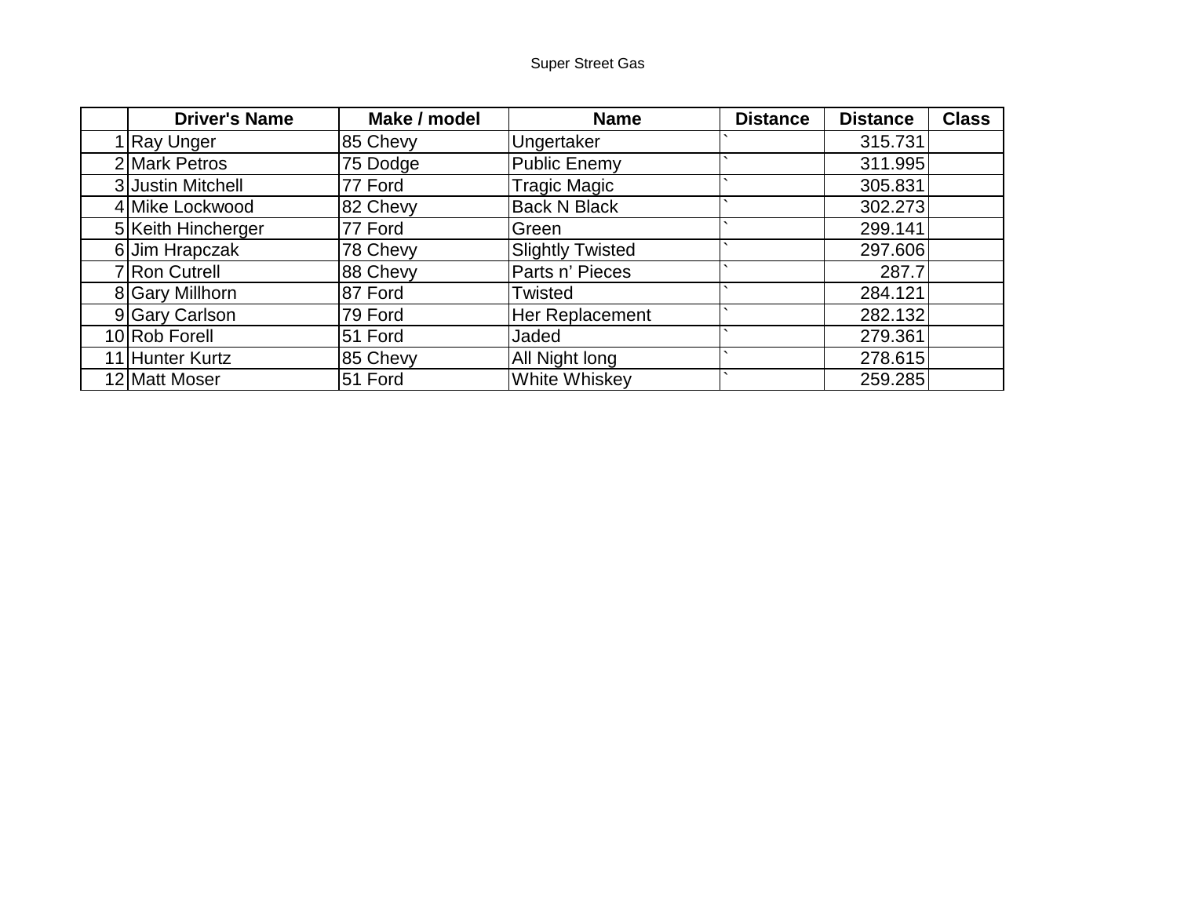Super Street Gas

| | Driver's Name | Make / model | Name | Distance | Distance | Class |
|---|---|---|---|---|---|---|
| 1 | Ray Unger | 85 Chevy | Ungertaker | ` | 315.731 | |
| 2 | Mark Petros | 75 Dodge | Public Enemy | ` | 311.995 | |
| 3 | Justin Mitchell | 77 Ford | Tragic Magic | ` | 305.831 | |
| 4 | Mike Lockwood | 82 Chevy | Back N Black | ` | 302.273 | |
| 5 | Keith Hincherger | 77 Ford | Green | ` | 299.141 | |
| 6 | Jim Hrapczak | 78 Chevy | Slightly Twisted | ` | 297.606 | |
| 7 | Ron Cutrell | 88 Chevy | Parts n' Pieces | ` | 287.7 | |
| 8 | Gary Millhorn | 87 Ford | Twisted | ` | 284.121 | |
| 9 | Gary Carlson | 79 Ford | Her Replacement | ` | 282.132 | |
| 10 | Rob Forell | 51 Ford | Jaded | ` | 279.361 | |
| 11 | Hunter Kurtz | 85 Chevy | All Night long | ` | 278.615 | |
| 12 | Matt Moser | 51 Ford | White Whiskey | ` | 259.285 | |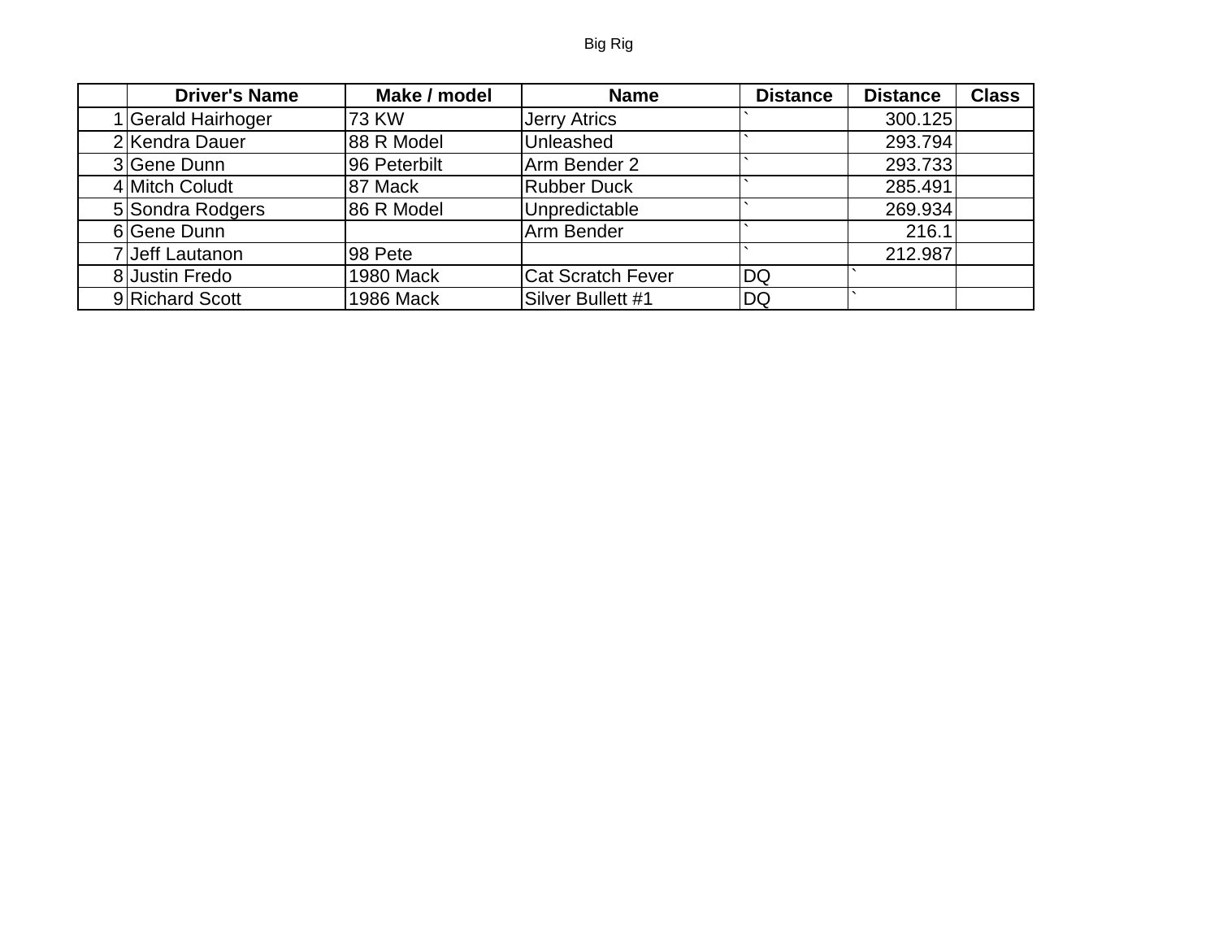Big Rig

| | Driver's Name | Make / model | Name | Distance | Distance | Class |
|---|---|---|---|---|---|---|
| 1 | Gerald Hairhoger | 73 KW | Jerry Atrics | ` | 300.125 | |
| 2 | Kendra Dauer | 88 R Model | Unleashed | ` | 293.794 | |
| 3 | Gene Dunn | 96 Peterbilt | Arm Bender 2 | ` | 293.733 | |
| 4 | Mitch Coludt | 87 Mack | Rubber Duck | ` | 285.491 | |
| 5 | Sondra Rodgers | 86 R Model | Unpredictable | ` | 269.934 | |
| 6 | Gene Dunn | | Arm Bender | ` | 216.1 | |
| 7 | Jeff Lautanon | 98 Pete | | ` | 212.987 | |
| 8 | Justin Fredo | 1980 Mack | Cat Scratch Fever | DQ | ` | |
| 9 | Richard Scott | 1986 Mack | Silver Bullett #1 | DQ | ` | |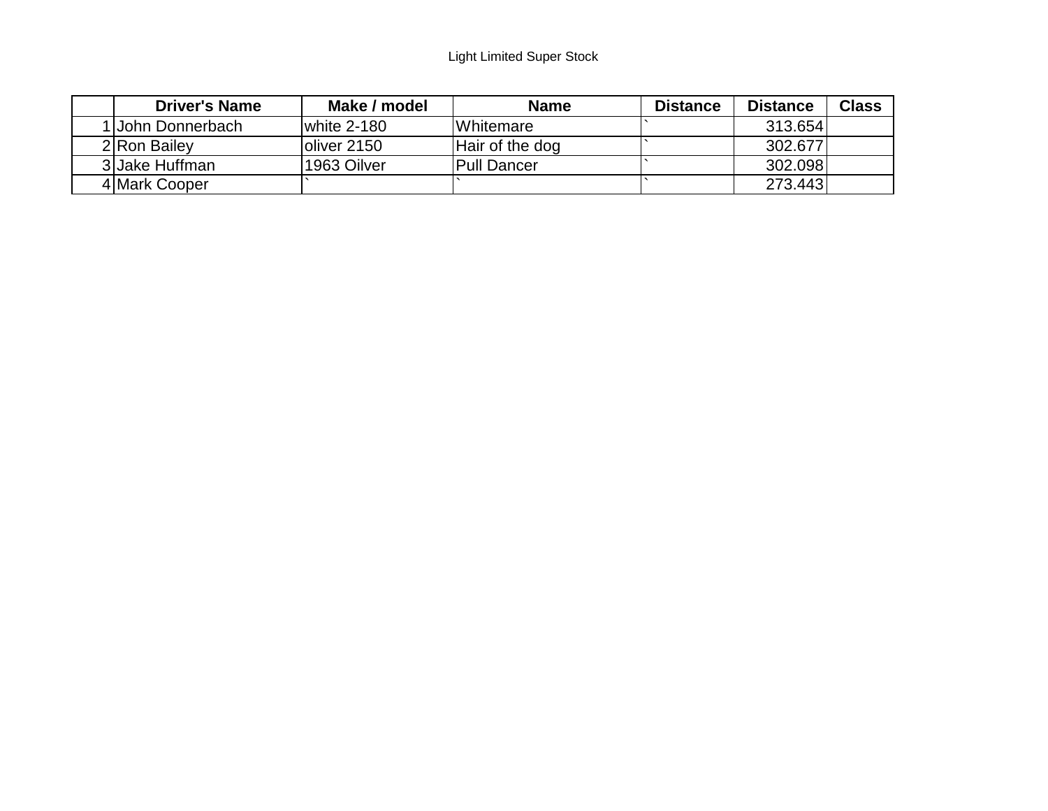Light Limited Super Stock

| | Driver's Name | Make / model | Name | Distance | Distance | Class |
|---|---|---|---|---|---|---|
| 1 | John Donnerbach | white 2-180 | Whitemare | ` | 313.654 | |
| 2 | Ron Bailey | oliver 2150 | Hair of the dog | ` | 302.677 | |
| 3 | Jake Huffman | 1963 Oilver | Pull Dancer | ` | 302.098 | |
| 4 | Mark Cooper | ` | ` | ` | 273.443 | |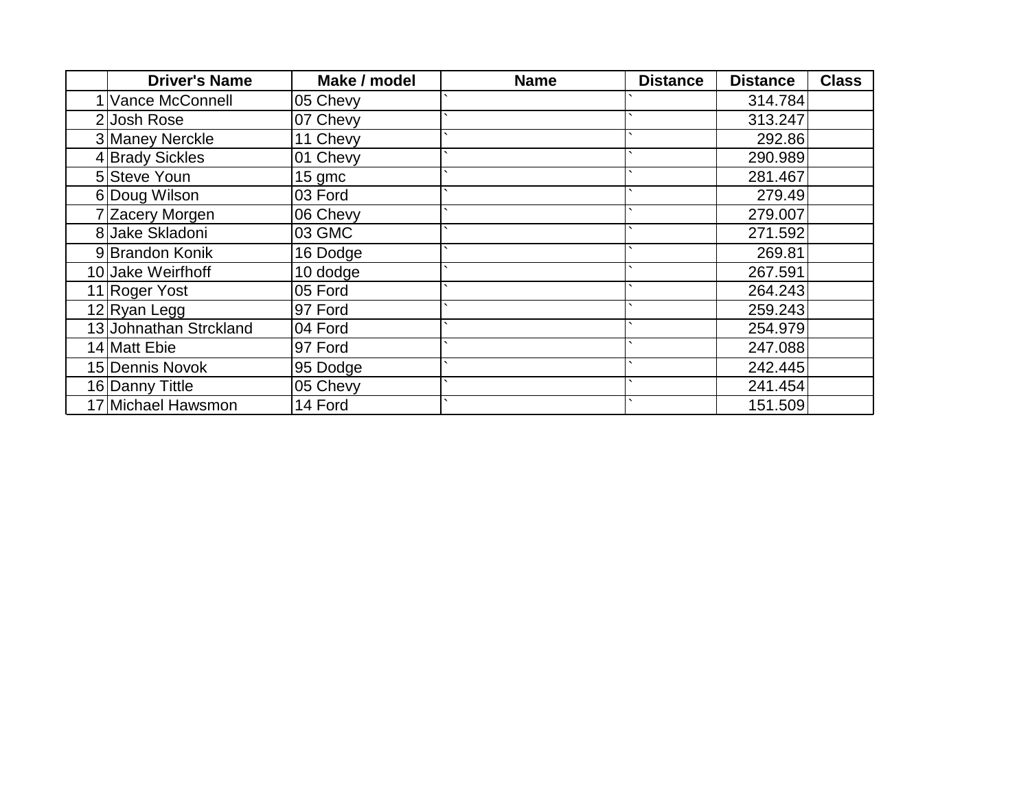|  | Driver's Name | Make / model | Name | Distance | Distance | Class |
|---|---|---|---|---|---|---|
| 1 | Vance McConnell | 05 Chevy | ` | ` | 314.784 |  |
| 2 | Josh Rose | 07 Chevy | ` | ` | 313.247 |  |
| 3 | Maney Nerckle | 11 Chevy | ` | ` | 292.86 |  |
| 4 | Brady Sickles | 01 Chevy | ` | ` | 290.989 |  |
| 5 | Steve Youn | 15 gmc | ` | ` | 281.467 |  |
| 6 | Doug Wilson | 03 Ford | ` | ` | 279.49 |  |
| 7 | Zacery Morgen | 06 Chevy | ` | ` | 279.007 |  |
| 8 | Jake Skladoni | 03 GMC | ` | ` | 271.592 |  |
| 9 | Brandon Konik | 16 Dodge | ` | ` | 269.81 |  |
| 10 | Jake Weirfhoff | 10 dodge | ` | ` | 267.591 |  |
| 11 | Roger Yost | 05 Ford | ` | ` | 264.243 |  |
| 12 | Ryan Legg | 97 Ford | ` | ` | 259.243 |  |
| 13 | Johnathan Strckland | 04 Ford | ` | ` | 254.979 |  |
| 14 | Matt Ebie | 97 Ford | ` | ` | 247.088 |  |
| 15 | Dennis Novok | 95 Dodge | ` | ` | 242.445 |  |
| 16 | Danny Tittle | 05 Chevy | ` | ` | 241.454 |  |
| 17 | Michael Hawsmon | 14 Ford | ` | ` | 151.509 |  |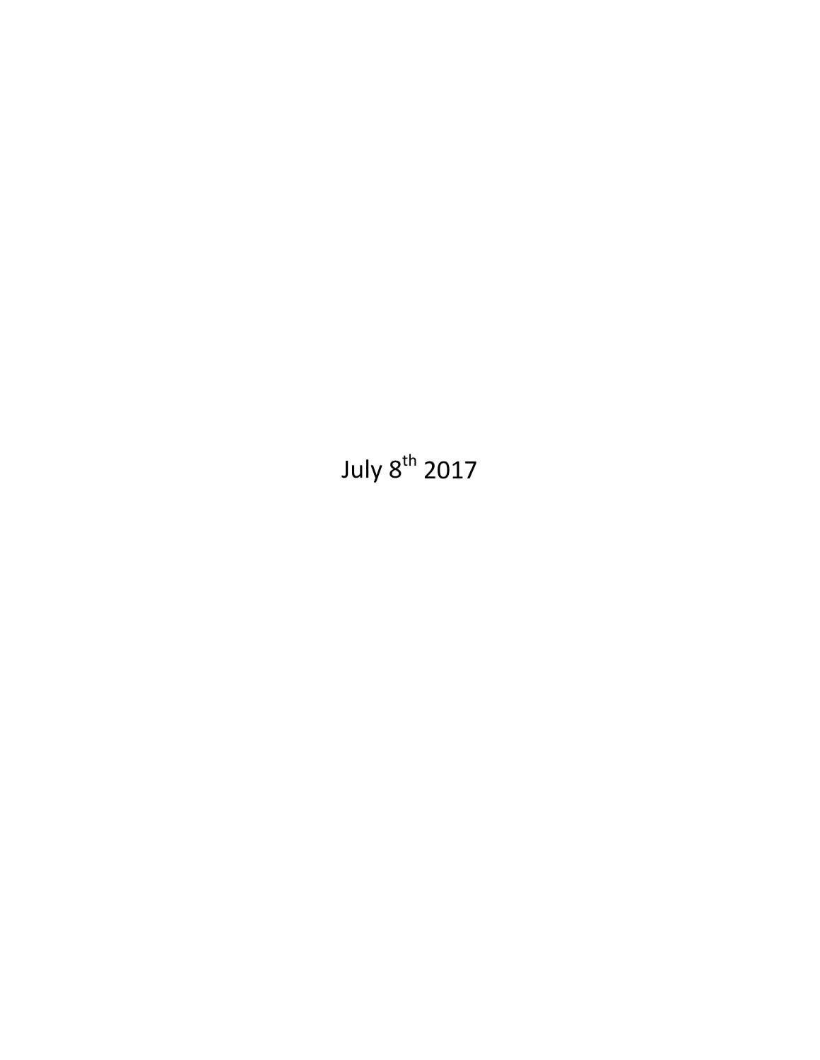July 8th 2017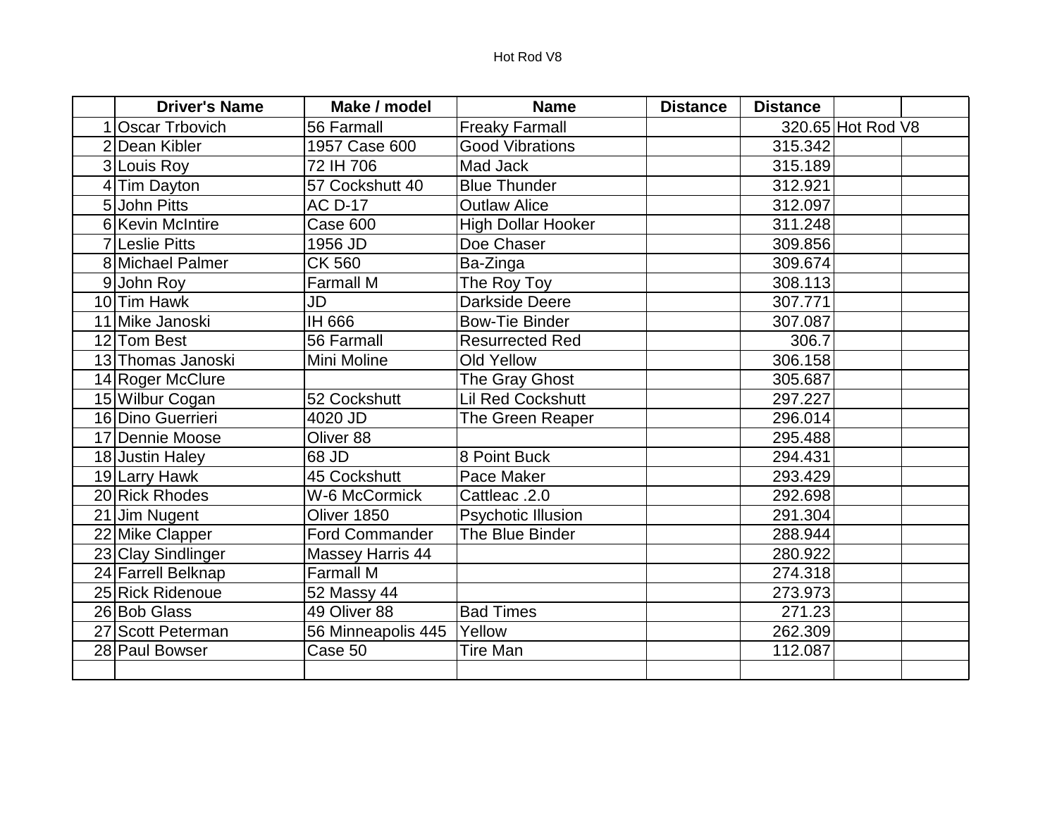Hot Rod V8

| | Driver's Name | Make / model | Name | Distance | Distance | | |
|---|---|---|---|---|---|---|---|
| 1 | Oscar Trbovich | 56 Farmall | Freaky Farmall | | 320.65 | Hot Rod V8 | |
| 2 | Dean Kibler | 1957 Case 600 | Good Vibrations | | 315.342 | | |
| 3 | Louis Roy | 72 IH 706 | Mad Jack | | 315.189 | | |
| 4 | Tim Dayton | 57 Cockshutt 40 | Blue Thunder | | 312.921 | | |
| 5 | John Pitts | AC D-17 | Outlaw Alice | | 312.097 | | |
| 6 | Kevin McIntire | Case 600 | High Dollar Hooker | | 311.248 | | |
| 7 | Leslie Pitts | 1956 JD | Doe Chaser | | 309.856 | | |
| 8 | Michael Palmer | CK 560 | Ba-Zinga | | 309.674 | | |
| 9 | John Roy | Farmall M | The Roy Toy | | 308.113 | | |
| 10 | Tim Hawk | JD | Darkside Deere | | 307.771 | | |
| 11 | Mike Janoski | IH 666 | Bow-Tie Binder | | 307.087 | | |
| 12 | Tom Best | 56 Farmall | Resurrected Red | | 306.7 | | |
| 13 | Thomas Janoski | Mini Moline | Old Yellow | | 306.158 | | |
| 14 | Roger McClure | | The Gray Ghost | | 305.687 | | |
| 15 | Wilbur Cogan | 52 Cockshutt | Lil Red Cockshutt | | 297.227 | | |
| 16 | Dino Guerrieri | 4020 JD | The Green Reaper | | 296.014 | | |
| 17 | Dennie Moose | Oliver 88 | | | 295.488 | | |
| 18 | Justin Haley | 68 JD | 8 Point Buck | | 294.431 | | |
| 19 | Larry Hawk | 45 Cockshutt | Pace Maker | | 293.429 | | |
| 20 | Rick Rhodes | W-6 McCormick | Cattleac .2.0 | | 292.698 | | |
| 21 | Jim Nugent | Oliver 1850 | Psychotic Illusion | | 291.304 | | |
| 22 | Mike Clapper | Ford Commander | The Blue Binder | | 288.944 | | |
| 23 | Clay Sindlinger | Massey Harris 44 | | | 280.922 | | |
| 24 | Farrell Belknap | Farmall M | | | 274.318 | | |
| 25 | Rick Ridenoue | 52 Massy 44 | | | 273.973 | | |
| 26 | Bob Glass | 49 Oliver 88 | Bad Times | | 271.23 | | |
| 27 | Scott Peterman | 56 Minneapolis 445 | Yellow | | 262.309 | | |
| 28 | Paul Bowser | Case 50 | Tire Man | | 112.087 | | |
| | | | | | | | |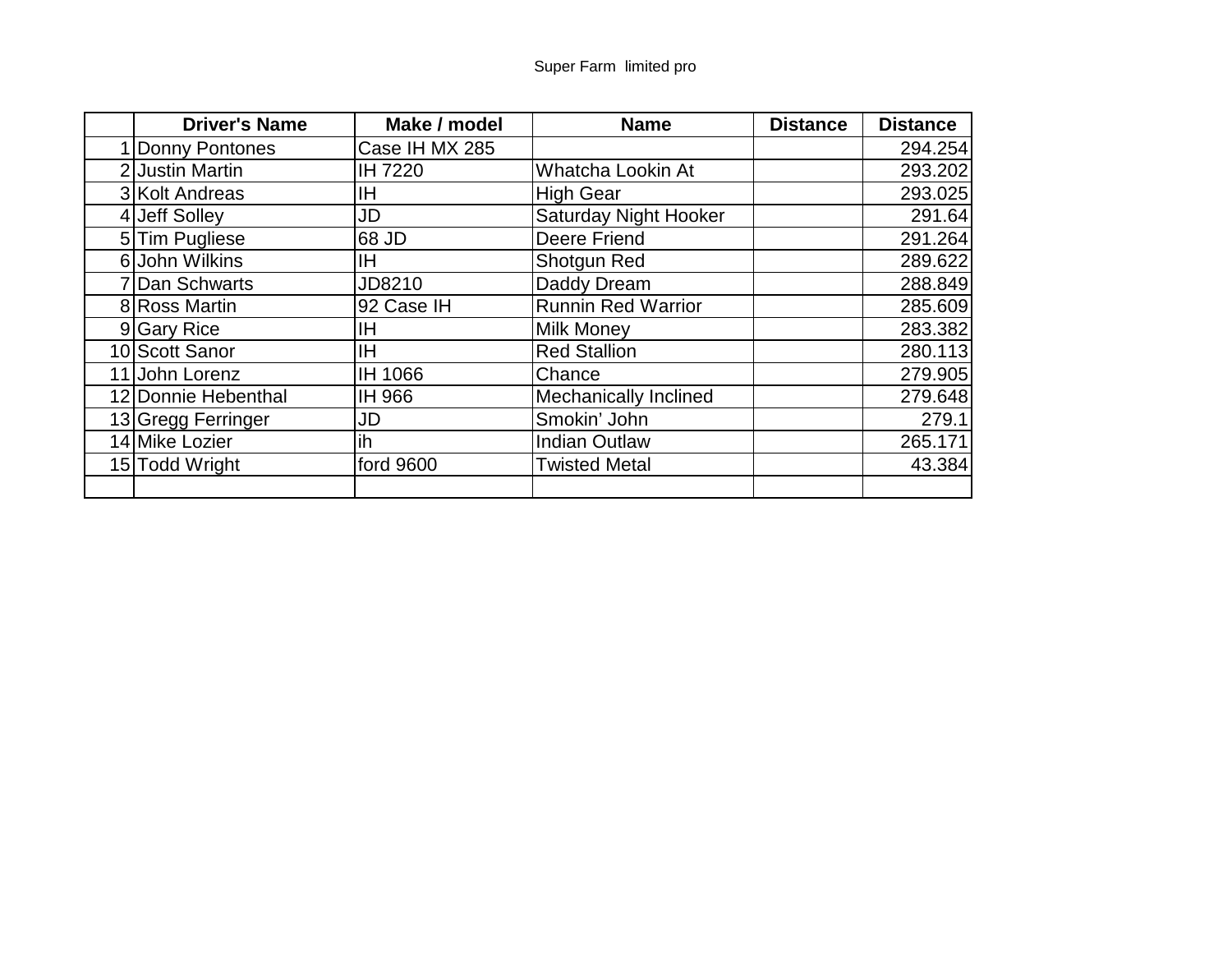Super Farm limited pro

| | Driver's Name | Make / model | Name | Distance | Distance |
|---|---|---|---|---|---|
| 1 | Donny Pontones | Case IH MX 285 | | | 294.254 |
| 2 | Justin Martin | IH 7220 | Whatcha Lookin At | | 293.202 |
| 3 | Kolt Andreas | IH | High Gear | | 293.025 |
| 4 | Jeff Solley | JD | Saturday Night Hooker | | 291.64 |
| 5 | Tim Pugliese | 68 JD | Deere Friend | | 291.264 |
| 6 | John Wilkins | IH | Shotgun Red | | 289.622 |
| 7 | Dan Schwarts | JD8210 | Daddy Dream | | 288.849 |
| 8 | Ross Martin | 92 Case IH | Runnin Red Warrior | | 285.609 |
| 9 | Gary Rice | IH | Milk Money | | 283.382 |
| 10 | Scott Sanor | IH | Red Stallion | | 280.113 |
| 11 | John Lorenz | IH 1066 | Chance | | 279.905 |
| 12 | Donnie Hebenthal | IH 966 | Mechanically Inclined | | 279.648 |
| 13 | Gregg Ferringer | JD | Smokin’ John | | 279.1 |
| 14 | Mike Lozier | ih | Indian Outlaw | | 265.171 |
| 15 | Todd Wright | ford 9600 | Twisted Metal | | 43.384 |
| | | | | | |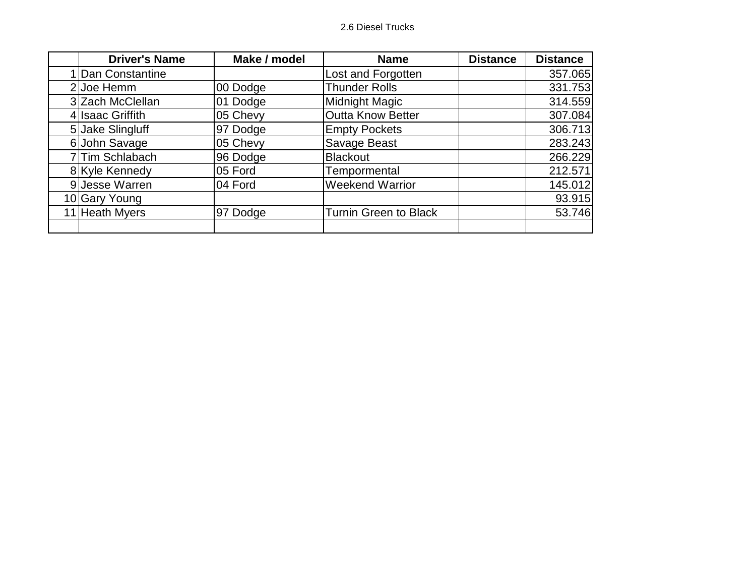2.6 Diesel Trucks

| | Driver's Name | Make / model | Name | Distance | Distance |
|---|---|---|---|---|---|
| 1 | Dan Constantine | | Lost and Forgotten | | 357.065 |
| 2 | Joe Hemm | 00 Dodge | Thunder Rolls | | 331.753 |
| 3 | Zach McClellan | 01 Dodge | Midnight Magic | | 314.559 |
| 4 | Isaac Griffith | 05 Chevy | Outta Know Better | | 307.084 |
| 5 | Jake Slingluff | 97 Dodge | Empty Pockets | | 306.713 |
| 6 | John Savage | 05 Chevy | Savage Beast | | 283.243 |
| 7 | Tim Schlabach | 96 Dodge | Blackout | | 266.229 |
| 8 | Kyle Kennedy | 05 Ford | Tempormental | | 212.571 |
| 9 | Jesse Warren | 04 Ford | Weekend Warrior | | 145.012 |
| 10 | Gary Young | | | | 93.915 |
| 11 | Heath Myers | 97 Dodge | Turnin Green to Black | | 53.746 |
| | | | | | |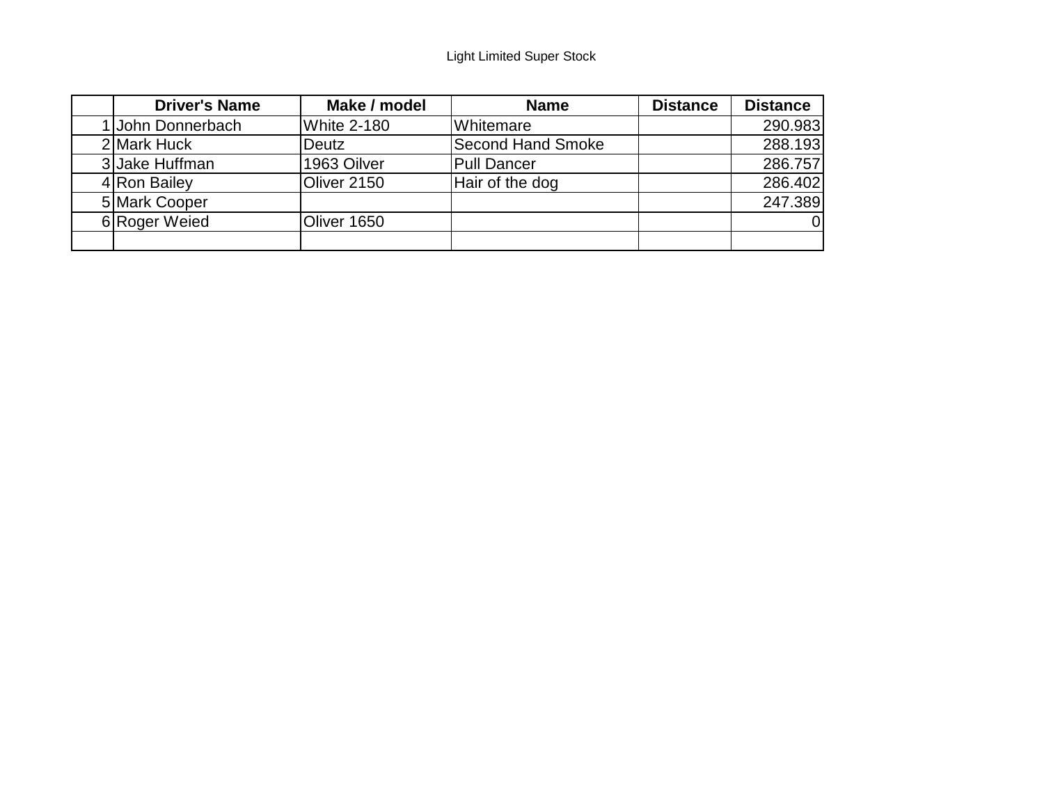Light Limited Super Stock

| | Driver's Name | Make / model | Name | Distance | Distance |
|---|---|---|---|---|---|
| 1 | John Donnerbach | White 2-180 | Whitemare | | 290.983 |
| 2 | Mark Huck | Deutz | Second Hand Smoke | | 288.193 |
| 3 | Jake Huffman | 1963 Oilver | Pull Dancer | | 286.757 |
| 4 | Ron Bailey | Oliver 2150 | Hair of the dog | | 286.402 |
| 5 | Mark Cooper | | | | 247.389 |
| 6 | Roger Weied | Oliver 1650 | | | 0 |
| | | | | | |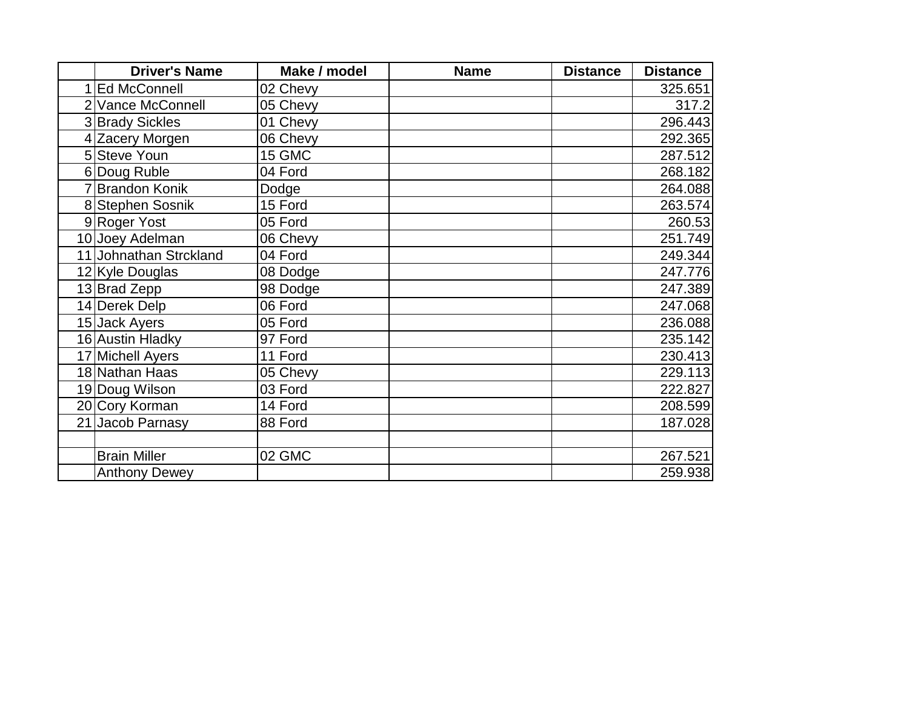| | Driver's Name | Make / model | Name | Distance | Distance |
|---|---|---|---|---|---|
| 1 | Ed McConnell | 02 Chevy | | | 325.651 |
| 2 | Vance McConnell | 05 Chevy | | | 317.2 |
| 3 | Brady Sickles | 01 Chevy | | | 296.443 |
| 4 | Zacery Morgen | 06 Chevy | | | 292.365 |
| 5 | Steve Youn | 15 GMC | | | 287.512 |
| 6 | Doug Ruble | 04 Ford | | | 268.182 |
| 7 | Brandon Konik | Dodge | | | 264.088 |
| 8 | Stephen Sosnik | 15 Ford | | | 263.574 |
| 9 | Roger Yost | 05 Ford | | | 260.53 |
| 10 | Joey Adelman | 06 Chevy | | | 251.749 |
| 11 | Johnathan Strckland | 04 Ford | | | 249.344 |
| 12 | Kyle Douglas | 08 Dodge | | | 247.776 |
| 13 | Brad Zepp | 98 Dodge | | | 247.389 |
| 14 | Derek Delp | 06 Ford | | | 247.068 |
| 15 | Jack Ayers | 05 Ford | | | 236.088 |
| 16 | Austin Hladky | 97 Ford | | | 235.142 |
| 17 | Michell Ayers | 11 Ford | | | 230.413 |
| 18 | Nathan Haas | 05 Chevy | | | 229.113 |
| 19 | Doug Wilson | 03 Ford | | | 222.827 |
| 20 | Cory Korman | 14 Ford | | | 208.599 |
| 21 | Jacob Parnasy | 88 Ford | | | 187.028 |
| | | | | | |
| | Brain Miller | 02 GMC | | | 267.521 |
| | Anthony Dewey | | | | 259.938 |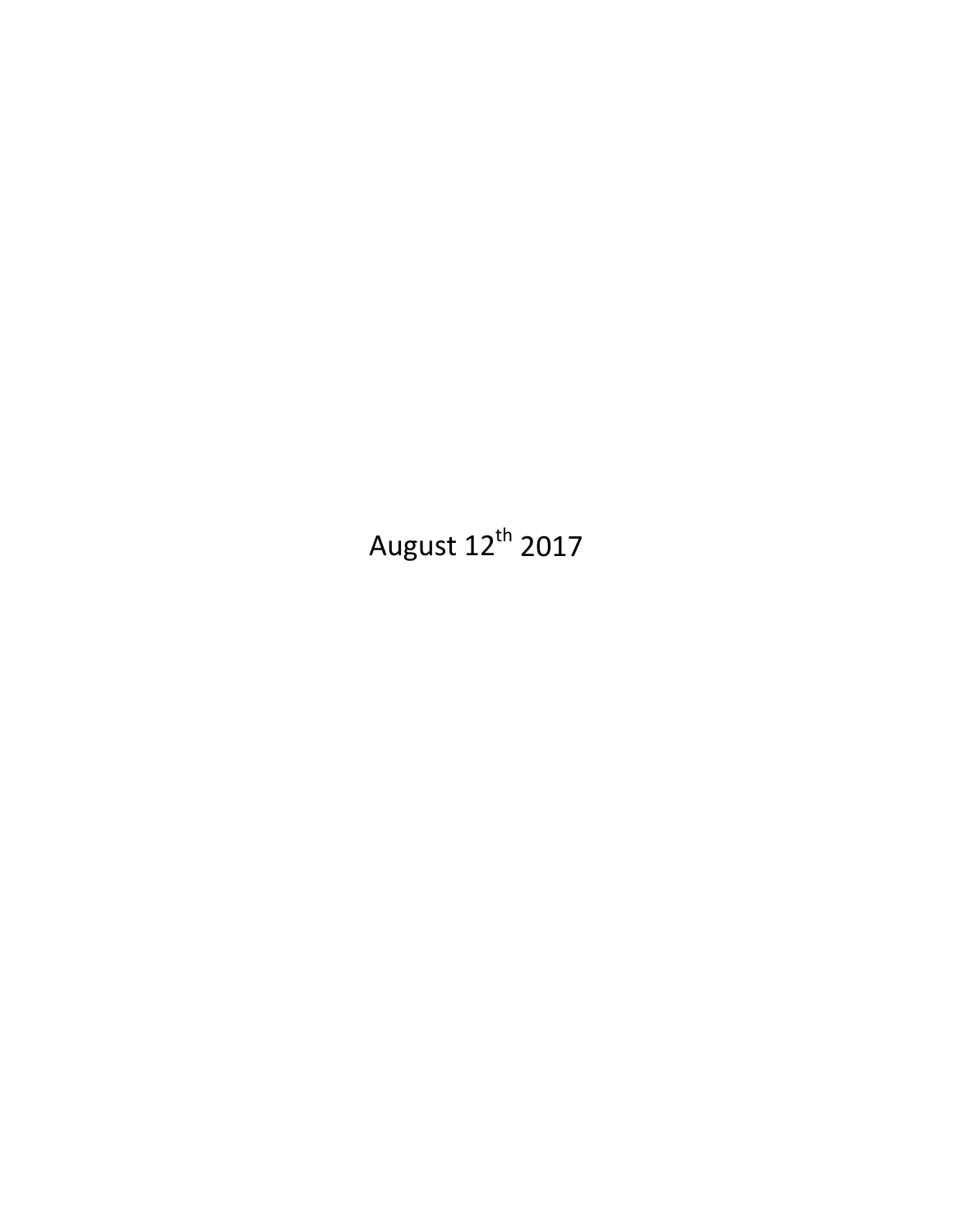August 12th 2017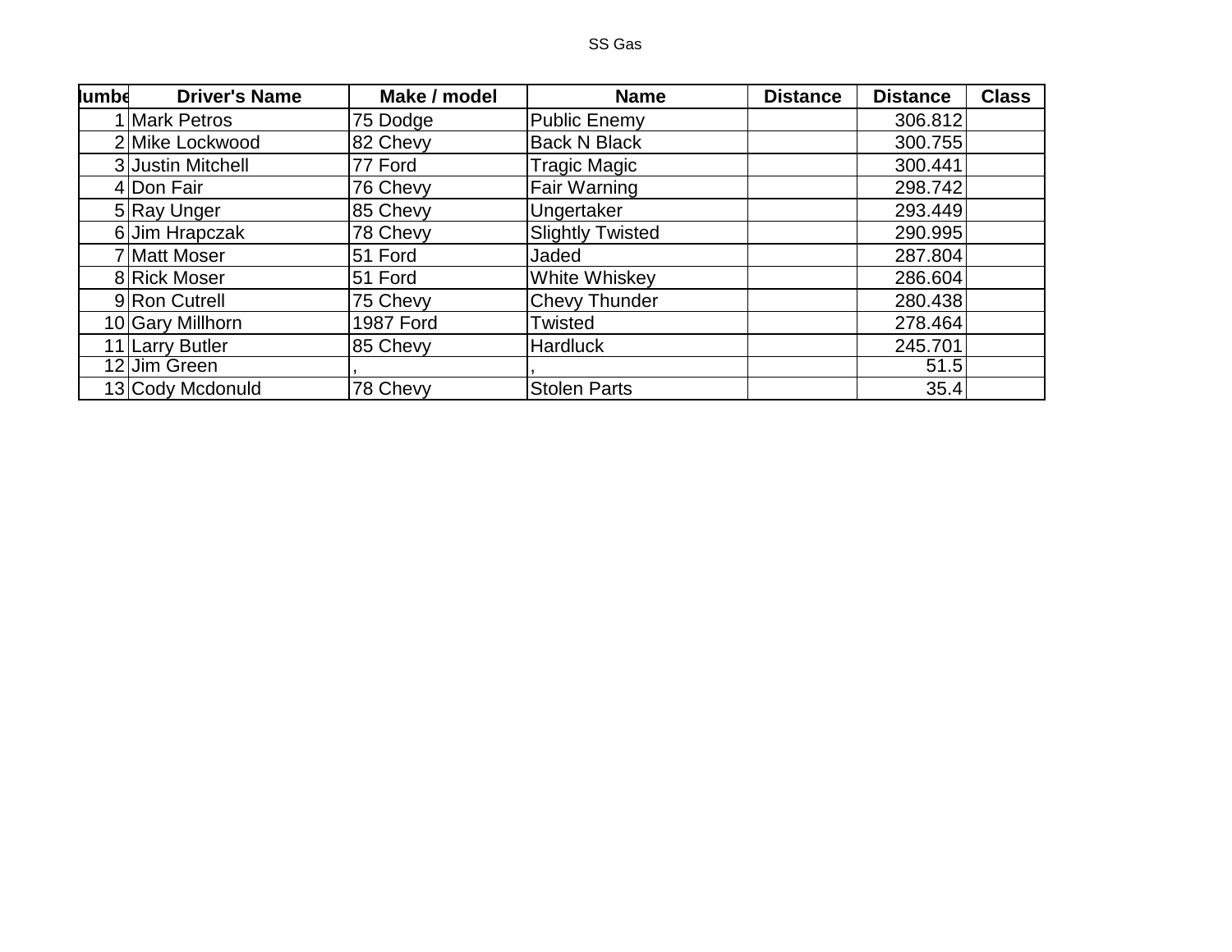SS Gas

| lumbe | Driver's Name | Make / model | Name | Distance | Distance | Class |
|---|---|---|---|---|---|---|
| 1 | Mark Petros | 75 Dodge | Public Enemy | | 306.812 | |
| 2 | Mike Lockwood | 82 Chevy | Back N Black | | 300.755 | |
| 3 | Justin Mitchell | 77 Ford | Tragic Magic | | 300.441 | |
| 4 | Don Fair | 76 Chevy | Fair Warning | | 298.742 | |
| 5 | Ray Unger | 85 Chevy | Ungertaker | | 293.449 | |
| 6 | Jim Hrapczak | 78 Chevy | Slightly Twisted | | 290.995 | |
| 7 | Matt Moser | 51 Ford | Jaded | | 287.804 | |
| 8 | Rick Moser | 51 Ford | White Whiskey | | 286.604 | |
| 9 | Ron Cutrell | 75 Chevy | Chevy Thunder | | 280.438 | |
| 10 | Gary Millhorn | 1987 Ford | Twisted | | 278.464 | |
| 11 | Larry Butler | 85 Chevy | Hardluck | | 245.701 | |
| 12 | Jim Green | , | , | | 51.5 | |
| 13 | Cody Mcdonuld | 78 Chevy | Stolen Parts | | 35.4 | |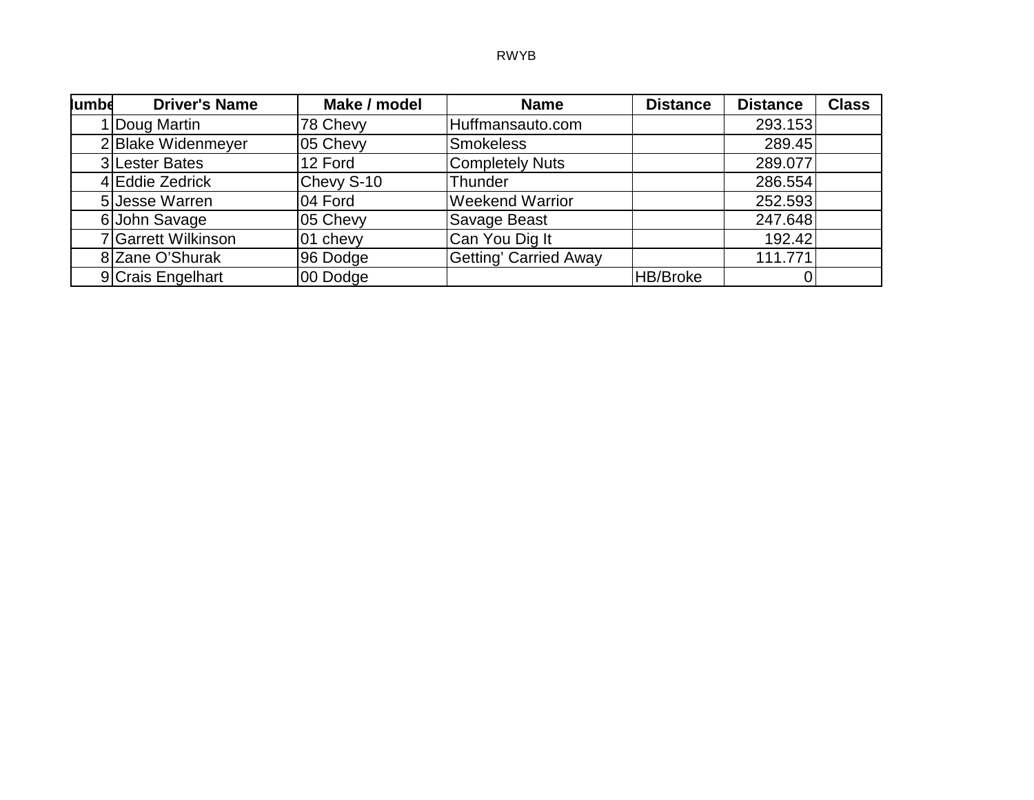RWYB

| lumbe | Driver's Name | Make / model | Name | Distance | Distance | Class |
|---|---|---|---|---|---|---|
| 1 | Doug Martin | 78 Chevy | Huffmansauto.com | | 293.153 | |
| 2 | Blake Widenmeyer | 05 Chevy | Smokeless | | 289.45 | |
| 3 | Lester Bates | 12 Ford | Completely Nuts | | 289.077 | |
| 4 | Eddie Zedrick | Chevy S-10 | Thunder | | 286.554 | |
| 5 | Jesse Warren | 04 Ford | Weekend Warrior | | 252.593 | |
| 6 | John Savage | 05 Chevy | Savage Beast | | 247.648 | |
| 7 | Garrett Wilkinson | 01 chevy | Can You Dig It | | 192.42 | |
| 8 | Zane O'Shurak | 96 Dodge | Getting' Carried Away | | 111.771 | |
| 9 | Crais Engelhart | 00 Dodge | | HB/Broke | 0 | |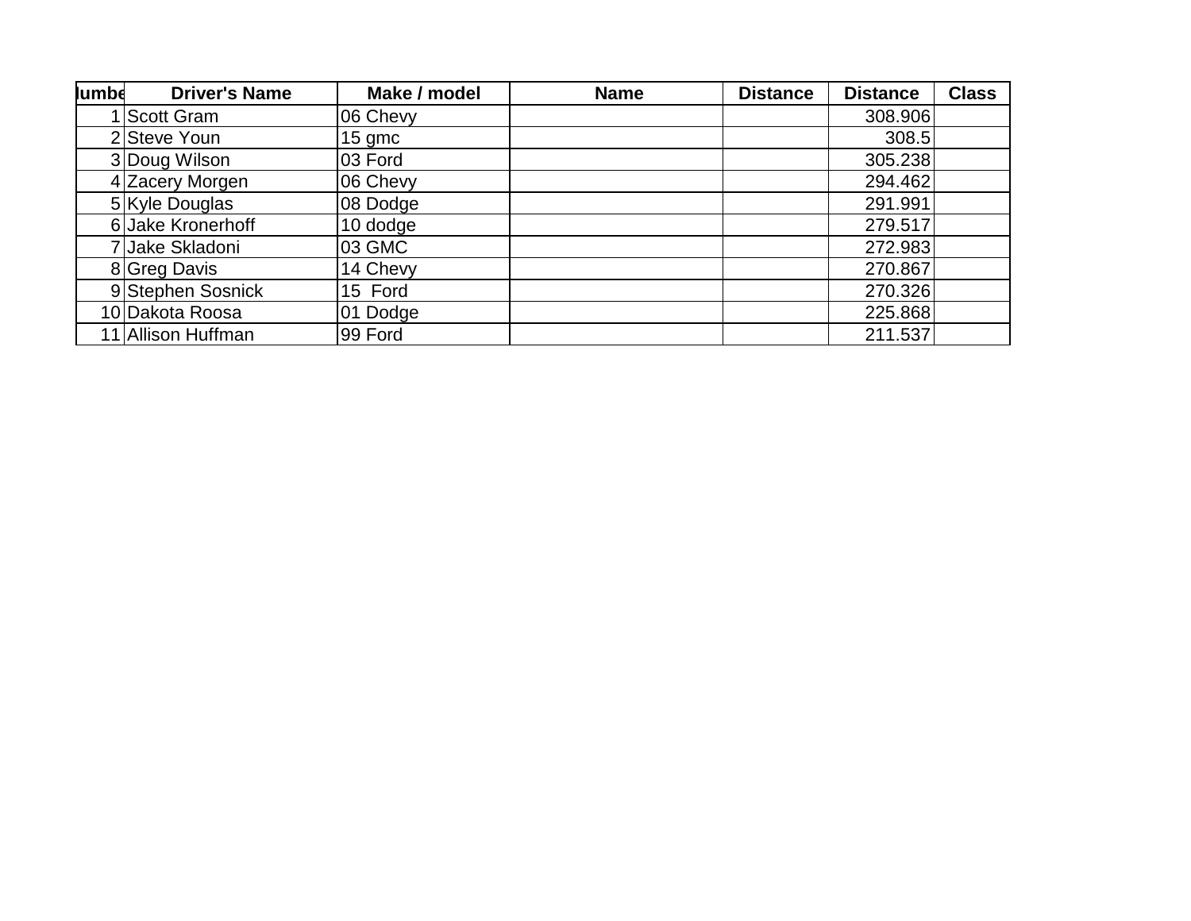| lumbe | Driver's Name | Make / model | Name | Distance | Distance | Class |
|---|---|---|---|---|---|---|
| 1 | Scott Gram | 06 Chevy | | | 308.906 | |
| 2 | Steve Youn | 15 gmc | | | 308.5 | |
| 3 | Doug Wilson | 03 Ford | | | 305.238 | |
| 4 | Zacery Morgen | 06 Chevy | | | 294.462 | |
| 5 | Kyle Douglas | 08 Dodge | | | 291.991 | |
| 6 | Jake Kronerhoff | 10 dodge | | | 279.517 | |
| 7 | Jake Skladoni | 03 GMC | | | 272.983 | |
| 8 | Greg Davis | 14 Chevy | | | 270.867 | |
| 9 | Stephen Sosnick | 15 Ford | | | 270.326 | |
| 10 | Dakota Roosa | 01 Dodge | | | 225.868 | |
| 11 | Allison Huffman | 99 Ford | | | 211.537 | |